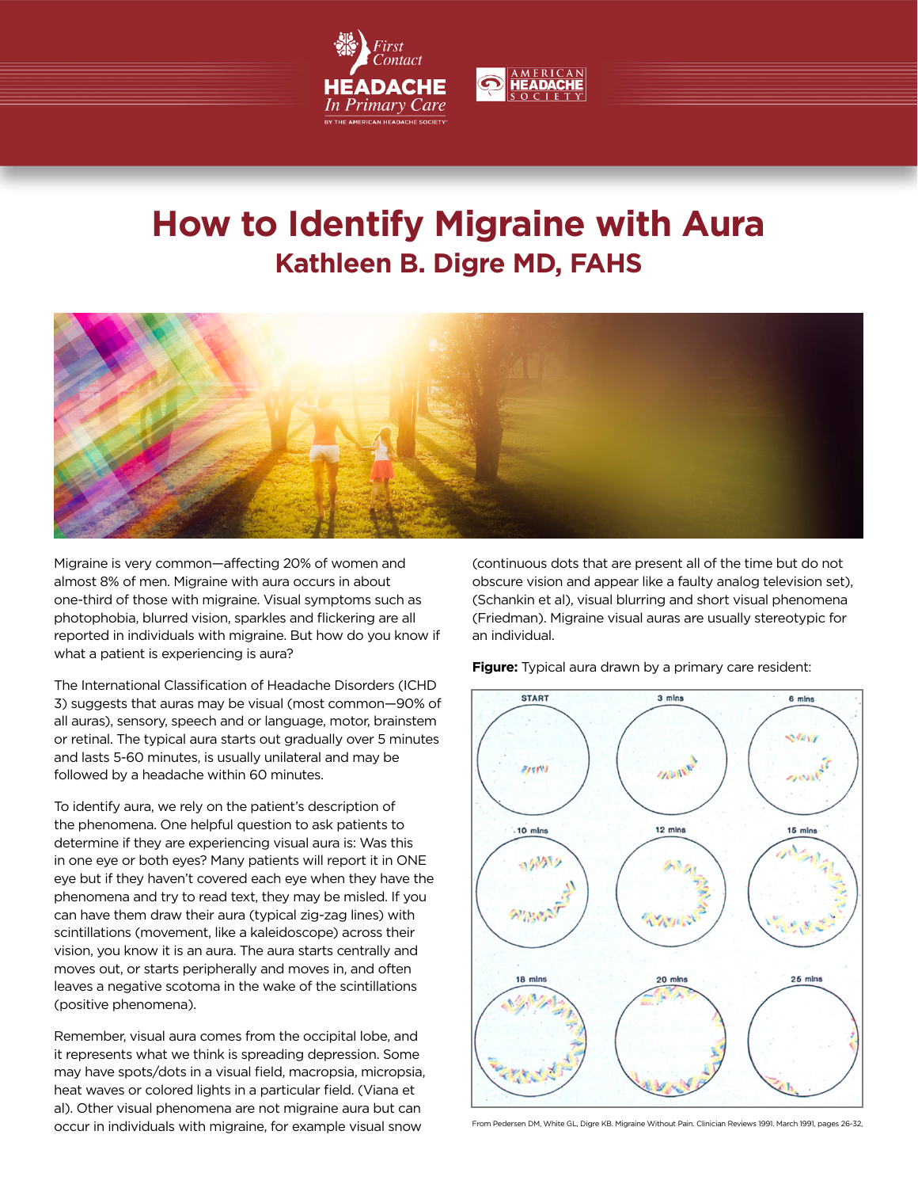# How to Identify Migraine with Aura

## Kathleen B. Digre MD, FAHS

Migraine is very common—affecting 20% of women and almost 8% of men. Migraine with aura occurs in about one-third of those with migraine. Visual symptoms such as photophobia, blurred vision, sparkles and flickering are all reported in individuals with migraine. But how do you know if what a patient is experiencing is aura?

The International Classification of Headache Disorders (ICHD 3) suggests that auras may be visual (most common—90% of all auras), sensory, speech and or language, motor, brainstem or retinal. The typical aura starts out gradually over 5 minutes and lasts 5-60 minutes, is usually unilateral and may be followed by a headache within 60 minutes.

To identify aura, we rely on the patient's description of the phenomena. One helpful question to ask patients to determine if they are experiencing visual aura is: Was this in one eye or both eyes? Many patients will report it in ONE eye but if they haven't covered each eye when they have the phenomena and try to read text, they may be misled. If you can have them draw their aura (typical zig-zag lines) with scintillations (movement, like a kaleidoscope) across their vision, you know it is an aura. The aura starts centrally and moves out, or starts peripherally and moves in, and often leaves a negative scotoma in the wake of the scintillations (positive phenomena).

Remember, visual aura comes from the occipital lobe, and it represents what we think is spreading depression. Some may have spots/dots in a visual field, macropsia, micropsia, heat waves or colored lights in a particular field. (Viana et al). Other visual phenomena are not migraine aura but can occur in individuals with migraine, for example visual snow (continuous dots that are present all of the time but do not obscure vision and appear like a faulty analog television set), (Schankin et al), visual blurring and short visual phenomena (Friedman). Migraine visual auras are usually stereotypic for an individual.

**Figure:** Typical aura drawn by a primary care resident:

From Pedersen DM, White GL, Digre KB. Migraine Without Pain. Clinician Reviews 1991. March 1991, pages 26-32.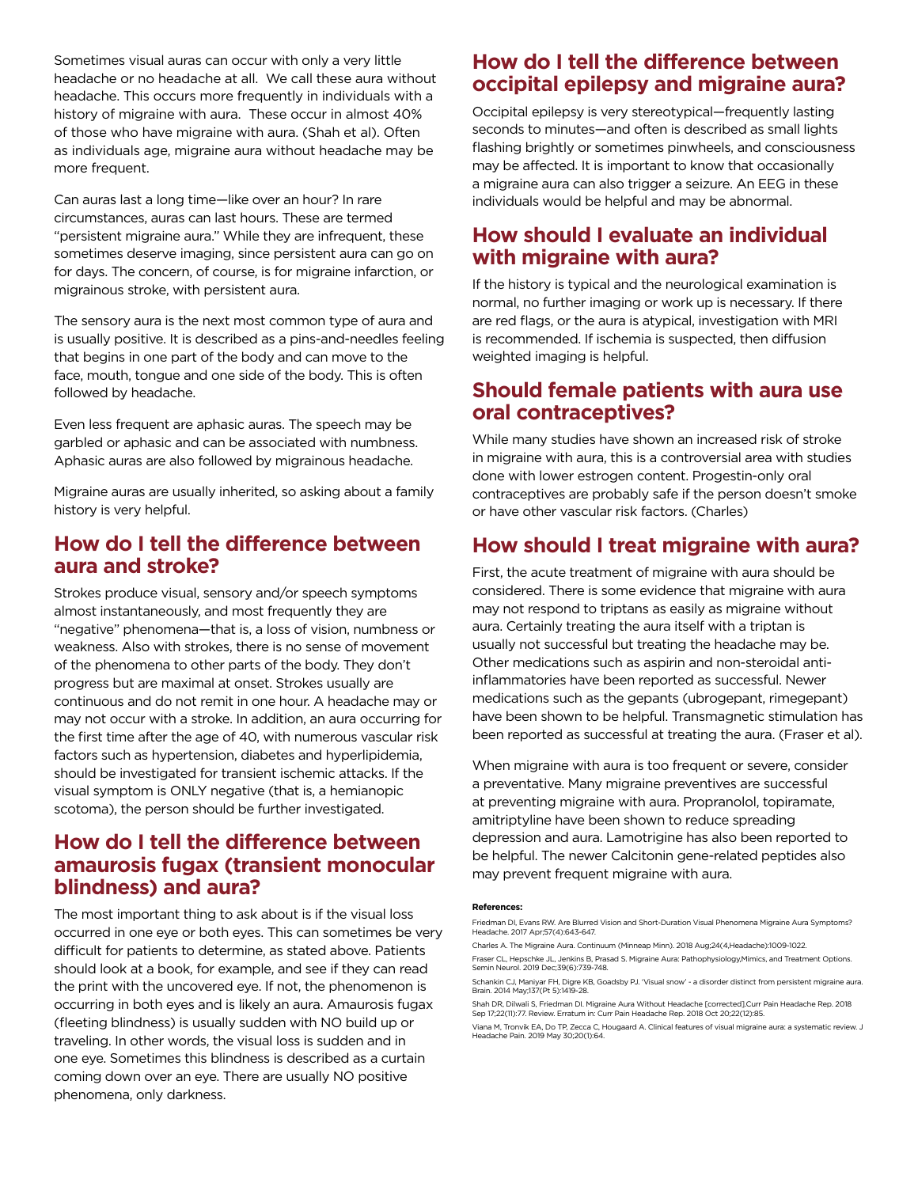Sometimes visual auras can occur with only a very little headache or no headache at all. We call these aura without headache. This occurs more frequently in individuals with a history of migraine with aura. These occur in almost 40% of those who have migraine with aura. (Shah et al). Often as individuals age, migraine aura without headache may be more frequent.

Can auras last a long time—like over an hour? In rare circumstances, auras can last hours. These are termed "persistent migraine aura." While they are infrequent, these sometimes deserve imaging, since persistent aura can go on for days. The concern, of course, is for migraine infarction, or migrainous stroke, with persistent aura.

The sensory aura is the next most common type of aura and is usually positive. It is described as a pins-and-needles feeling that begins in one part of the body and can move to the face, mouth, tongue and one side of the body. This is often followed by headache.

Even less frequent are aphasic auras. The speech may be garbled or aphasic and can be associated with numbness. Aphasic auras are also followed by migrainous headache.

Migraine auras are usually inherited, so asking about a family history is very helpful.

## How do I tell the difference between aura and stroke?

Strokes produce visual, sensory and/or speech symptoms almost instantaneously, and most frequently they are "negative" phenomena—that is, a loss of vision, numbness or weakness. Also with strokes, there is no sense of movement of the phenomena to other parts of the body. They don't progress but are maximal at onset. Strokes usually are continuous and do not remit in one hour. A headache may or may not occur with a stroke. In addition, an aura occurring for the first time after the age of 40, with numerous vascular risk factors such as hypertension, diabetes and hyperlipidemia, should be investigated for transient ischemic attacks. If the visual symptom is ONLY negative (that is, a hemianopic scotoma), the person should be further investigated.

## How do I tell the difference between amaurosis fugax (transient monocular blindness) and aura?

The most important thing to ask about is if the visual loss occurred in one eye or both eyes. This can sometimes be very difficult for patients to determine, as stated above. Patients should look at a book, for example, and see if they can read the print with the uncovered eye. If not, the phenomenon is occurring in both eyes and is likely an aura. Amaurosis fugax (fleeting blindness) is usually sudden with NO build up or traveling. In other words, the visual loss is sudden and in one eye. Sometimes this blindness is described as a curtain coming down over an eye. There are usually NO positive phenomena, only darkness.

## How do I tell the difference between occipital epilepsy and migraine aura?

Occipital epilepsy is very stereotypical—frequently lasting seconds to minutes—and often is described as small lights flashing brightly or sometimes pinwheels, and consciousness may be affected. It is important to know that occasionally a migraine aura can also trigger a seizure. An EEG in these individuals would be helpful and may be abnormal.

## How should I evaluate an individual with migraine with aura?

If the history is typical and the neurological examination is normal, no further imaging or work up is necessary. If there are red flags, or the aura is atypical, investigation with MRI is recommended. If ischemia is suspected, then diffusion weighted imaging is helpful.

## Should female patients with aura use oral contraceptives?

While many studies have shown an increased risk of stroke in migraine with aura, this is a controversial area with studies done with lower estrogen content. Progestin-only oral contraceptives are probably safe if the person doesn't smoke or have other vascular risk factors. (Charles)

## How should I treat migraine with aura?

First, the acute treatment of migraine with aura should be considered. There is some evidence that migraine with aura may not respond to triptans as easily as migraine without aura. Certainly treating the aura itself with a triptan is usually not successful but treating the headache may be. Other medications such as aspirin and non-steroidal anti-inflammatories have been reported as successful. Newer medications such as the gepants (ubrogepant, rimegepant) have been shown to be helpful. Transmagnetic stimulation has been reported as successful at treating the aura. (Fraser et al).

When migraine with aura is too frequent or severe, consider a preventative. Many migraine preventives are successful at preventing migraine with aura. Propranolol, topiramate, amitriptyline have been shown to reduce spreading depression and aura. Lamotrigine has also been reported to be helpful. The newer Calcitonin gene-related peptides also may prevent frequent migraine with aura.

**References:**

Friedman DI, Evans RW. Are Blurred Vision and Short-Duration Visual Phenomena Migraine Aura Symptoms? Headache. 2017 Apr;57(4):643-647.

Charles A. The Migraine Aura. Continuum (Minneap Minn). 2018 Aug;24(4,Headache):1009-1022.

Fraser CL, Hepschke JL, Jenkins B, Prasad S. Migraine Aura: Pathophysiology,Mimics, and Treatment Options. Semin Neurol. 2019 Dec;39(6):739-748.

Schankin CJ, Maniyar FH, Digre KB, Goadsby PJ. 'Visual snow' - a disorder distinct from persistent migraine aura. Brain. 2014 May;137(Pt 5):1419-28.

Shah DR, Dilwali S, Friedman DI. Migraine Aura Without Headache [corrected].Curr Pain Headache Rep. 2018 Sep 17;22(11):77. Review. Erratum in: Curr Pain Headache Rep. 2018 Oct 20;22(12):85.

Viana M, Tronvik EA, Do TP, Zecca C, Hougaard A. Clinical features of visual migraine aura: a systematic review. J Headache Pain. 2019 May 30;20(1):64.